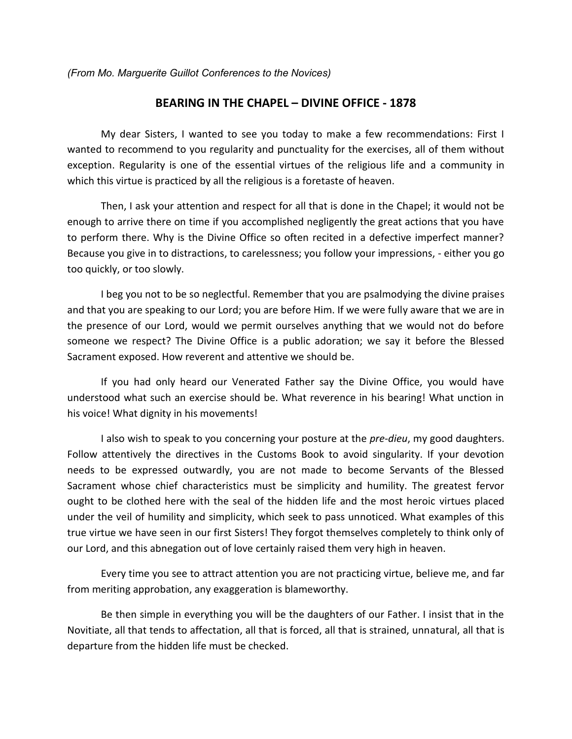*(From Mo. Marguerite Guillot Conferences to the Novices)*

## BEARING IN THE CHAPEL – DIVINE OFFICE - 1878

My dear Sisters, I wanted to see you today to make a few recommendations: First I wanted to recommend to you regularity and punctuality for the exercises, all of them without exception. Regularity is one of the essential virtues of the religious life and a community in which this virtue is practiced by all the religious is a foretaste of heaven.

Then, I ask your attention and respect for all that is done in the Chapel; it would not be enough to arrive there on time if you accomplished negligently the great actions that you have to perform there. Why is the Divine Office so often recited in a defective imperfect manner? Because you give in to distractions, to carelessness; you follow your impressions, - either you go too quickly, or too slowly.

I beg you not to be so neglectful. Remember that you are psalmodying the divine praises and that you are speaking to our Lord; you are before Him. If we were fully aware that we are in the presence of our Lord, would we permit ourselves anything that we would not do before someone we respect? The Divine Office is a public adoration; we say it before the Blessed Sacrament exposed. How reverent and attentive we should be.

If you had only heard our Venerated Father say the Divine Office, you would have understood what such an exercise should be. What reverence in his bearing! What unction in his voice! What dignity in his movements!

I also wish to speak to you concerning your posture at the *pre-dieu*, my good daughters. Follow attentively the directives in the Customs Book to avoid singularity. If your devotion needs to be expressed outwardly, you are not made to become Servants of the Blessed Sacrament whose chief characteristics must be simplicity and humility. The greatest fervor ought to be clothed here with the seal of the hidden life and the most heroic virtues placed under the veil of humility and simplicity, which seek to pass unnoticed. What examples of this true virtue we have seen in our first Sisters! They forgot themselves completely to think only of our Lord, and this abnegation out of love certainly raised them very high in heaven.

Every time you see to attract attention you are not practicing virtue, believe me, and far from meriting approbation, any exaggeration is blameworthy.

Be then simple in everything you will be the daughters of our Father. I insist that in the Novitiate, all that tends to affectation, all that is forced, all that is strained, unnatural, all that is departure from the hidden life must be checked.